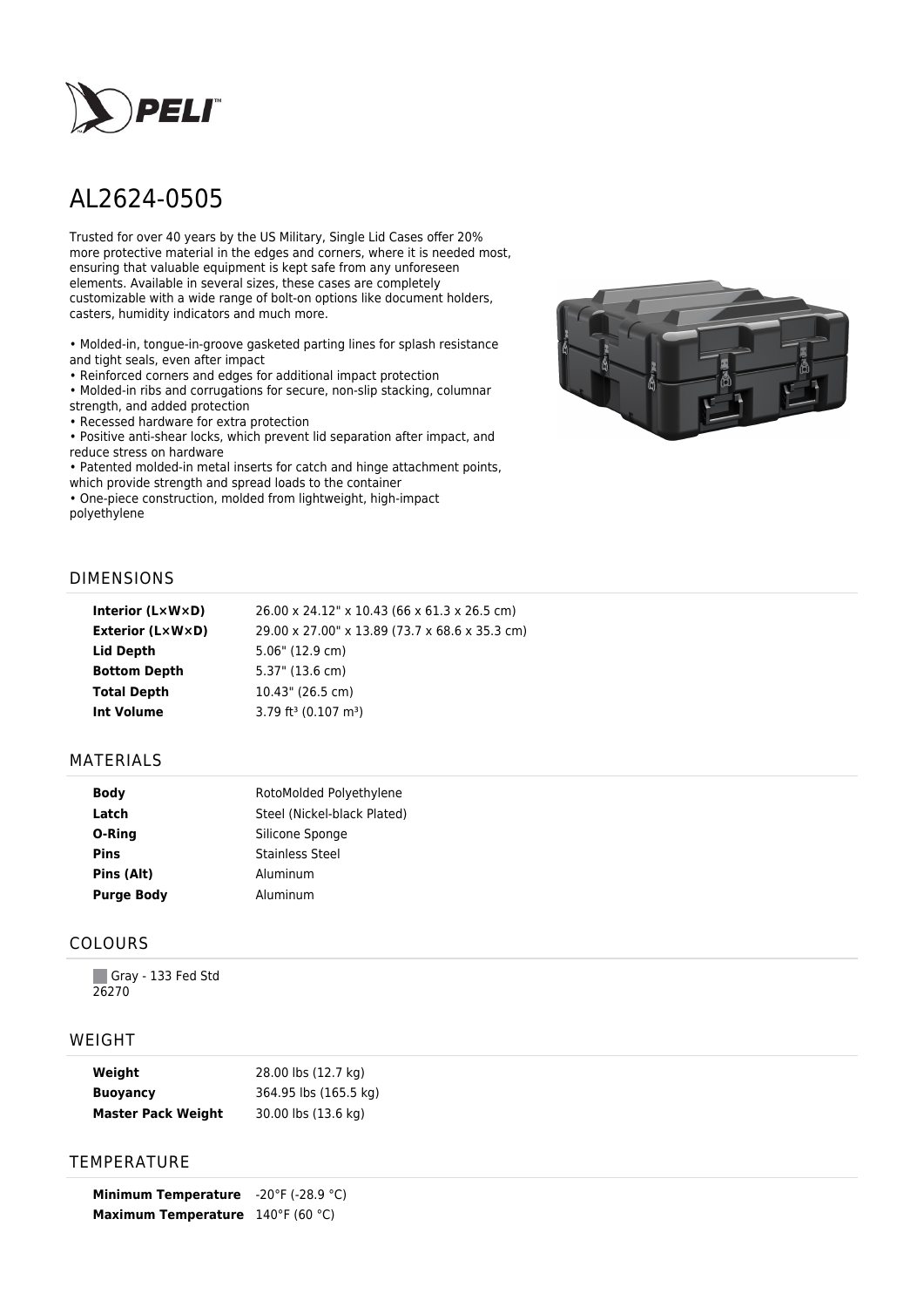# AL2624-0505

Trusted for over 40 years by the US Military, Single Lid Cases offer 20% more protective material in the edges and corners, where it is needed most, ensuring that valuable equipment is kept safe from any unforeseen elements. Available in several sizes, these cases are completely customizable with a wide range of bolt-on options like document holders, casters, humidity indicators and much more.

- Molded-in, tongue-in-groove gasketed parting lines for splash resistance and tight seals, even after impact
- Reinforced corners and edges for additional impact protection
- Molded-in ribs and corrugations for secure, non-slip stacking, columnar strength, and added protection
- Recessed hardware for extra protection
- Positive anti-shear locks, which prevent lid separation after impact, and reduce stress on hardware
- Patented molded-in metal inserts for catch and hinge attachment points, which provide strength and spread loads to the container
- One-piece construction, molded from lightweight, high-impact polyethylene

## DIMENSIONS

| | |
|---|---|
| **Interior (L×W×D)** | 26.00 x 24.12" x 10.43 (66 x 61.3 x 26.5 cm) |
| **Exterior (L×W×D)** | 29.00 x 27.00" x 13.89 (73.7 x 68.6 x 35.3 cm) |
| **Lid Depth** | 5.06" (12.9 cm) |
| **Bottom Depth** | 5.37" (13.6 cm) |
| **Total Depth** | 10.43" (26.5 cm) |
| **Int Volume** | 3.79 $ft^3$ (0.107 $m^3$) |

## MATERIALS

| | |
|---|---|
| **Body** | RotoMolded Polyethylene |
| **Latch** | Steel (Nickel-black Plated) |
| **O-Ring** | Silicone Sponge |
| **Pins** | Stainless Steel |
| **Pins (Alt)** | Aluminum |
| **Purge Body** | Aluminum |

## COLOURS

Gray - 133 Fed Std 26270

## WEIGHT

| | |
|---|---|
| **Weight** | 28.00 lbs (12.7 kg) |
| **Buoyancy** | 364.95 lbs (165.5 kg) |
| **Master Pack Weight** | 30.00 lbs (13.6 kg) |

## TEMPERATURE

| | |
|---|---|
| **Minimum Temperature** | -20°F (-28.9 °C) |
| **Maximum Temperature** | 140°F (60 °C) |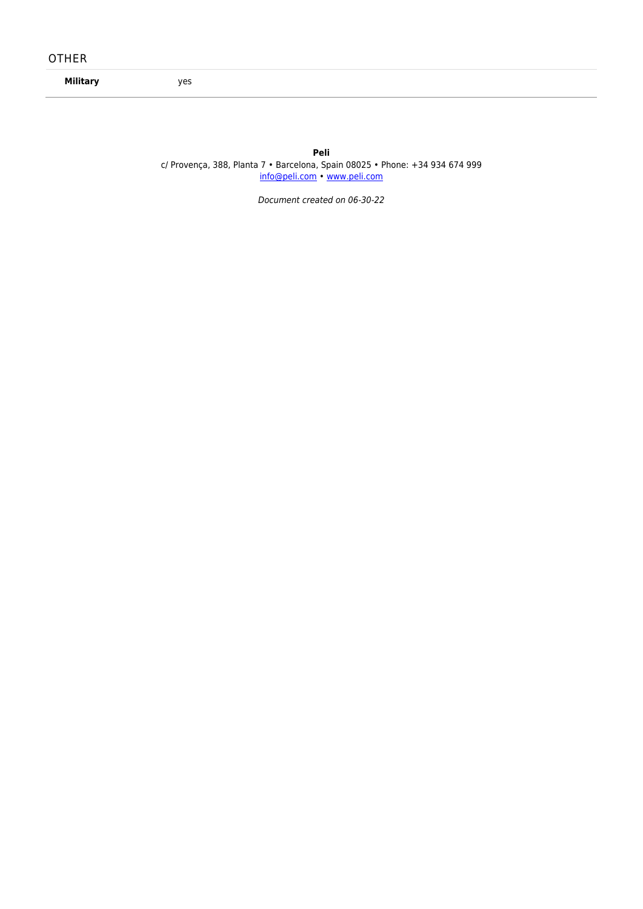## OTHER

| | |
|---|---|
| **Military** | yes |

**Peli**
c/ Provença, 388, Planta 7 • Barcelona, Spain 08025 • Phone: +34 934 674 999
info@peli.com • www.peli.com

*Document created on 06-30-22*